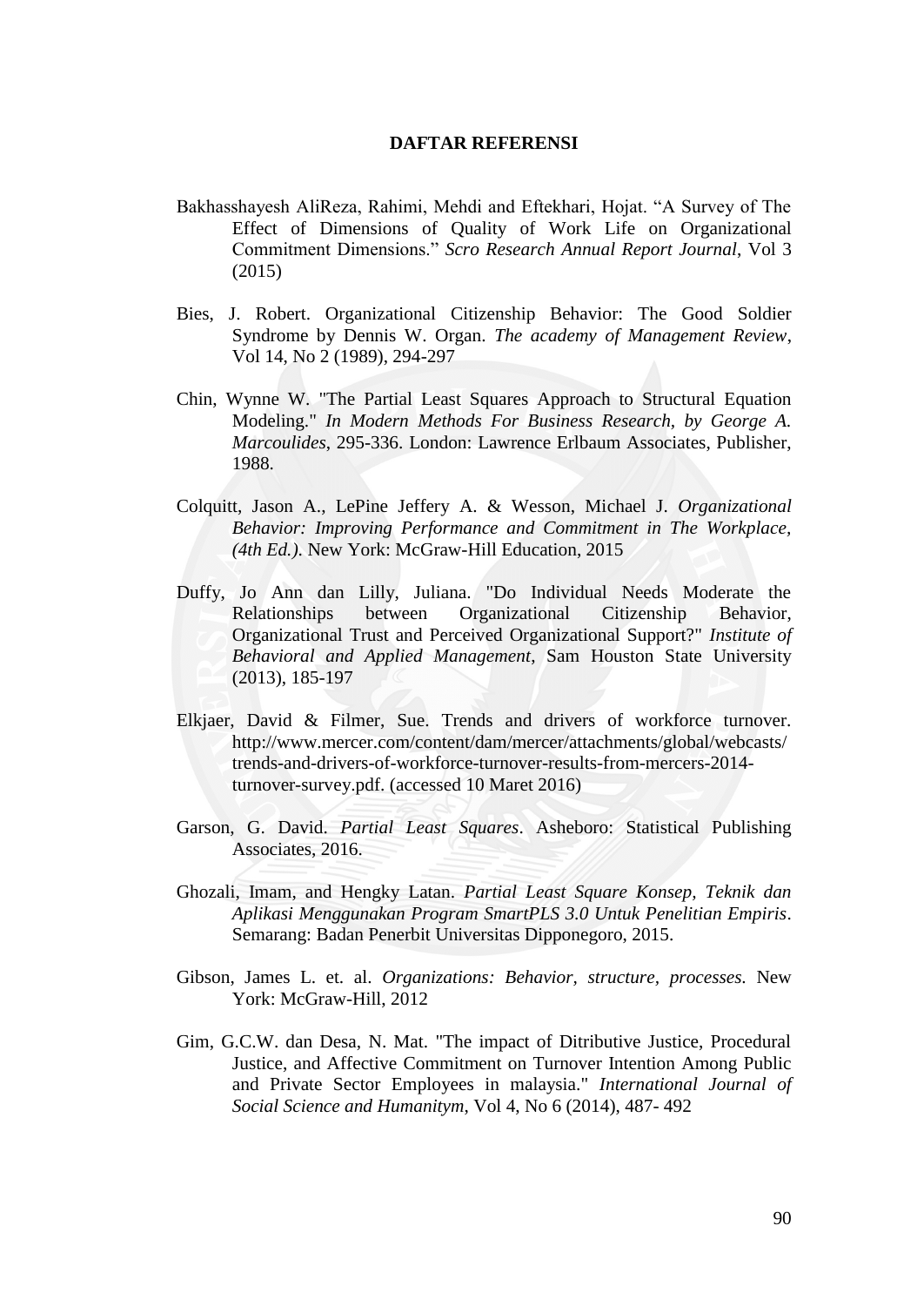# DAFTAR REFERENSI

Bakhasshayesh AliReza, Rahimi, Mehdi and Eftekhari, Hojat. "A Survey of The Effect of Dimensions of Quality of Work Life on Organizational Commitment Dimensions." *Scro Research Annual Report Journal*, Vol 3 (2015)

Bies, J. Robert. Organizational Citizenship Behavior: The Good Soldier Syndrome by Dennis W. Organ. *The academy of Management Review*, Vol 14, No 2 (1989), 294-297

Chin, Wynne W. "The Partial Least Squares Approach to Structural Equation Modeling." *In Modern Methods For Business Research, by George A. Marcoulides*, 295-336. London: Lawrence Erlbaum Associates, Publisher, 1988.

Colquitt, Jason A., LePine Jeffery A. & Wesson, Michael J. *Organizational Behavior: Improving Performance and Commitment in The Workplace, (4th Ed.)*. New York: McGraw-Hill Education, 2015

Duffy, Jo Ann dan Lilly, Juliana. "Do Individual Needs Moderate the Relationships between Organizational Citizenship Behavior, Organizational Trust and Perceived Organizational Support?" *Institute of Behavioral and Applied Management*, Sam Houston State University (2013), 185-197

Elkjaer, David & Filmer, Sue. Trends and drivers of workforce turnover. http://www.mercer.com/content/dam/mercer/attachments/global/webcasts/trends-and-drivers-of-workforce-turnover-results-from-mercers-2014-turnover-survey.pdf. (accessed 10 Maret 2016)

Garson, G. David. *Partial Least Squares*. Asheboro: Statistical Publishing Associates, 2016.

Ghozali, Imam, and Hengky Latan. *Partial Least Square Konsep, Teknik dan Aplikasi Menggunakan Program SmartPLS 3.0 Untuk Penelitian Empiris*. Semarang: Badan Penerbit Universitas Dipponegoro, 2015.

Gibson, James L. et. al. *Organizations: Behavior, structure, processes.* New York: McGraw-Hill, 2012

Gim, G.C.W. dan Desa, N. Mat. "The impact of Ditributive Justice, Procedural Justice, and Affective Commitment on Turnover Intention Among Public and Private Sector Employees in malaysia." *International Journal of Social Science and Humanitym*, Vol 4, No 6 (2014), 487- 492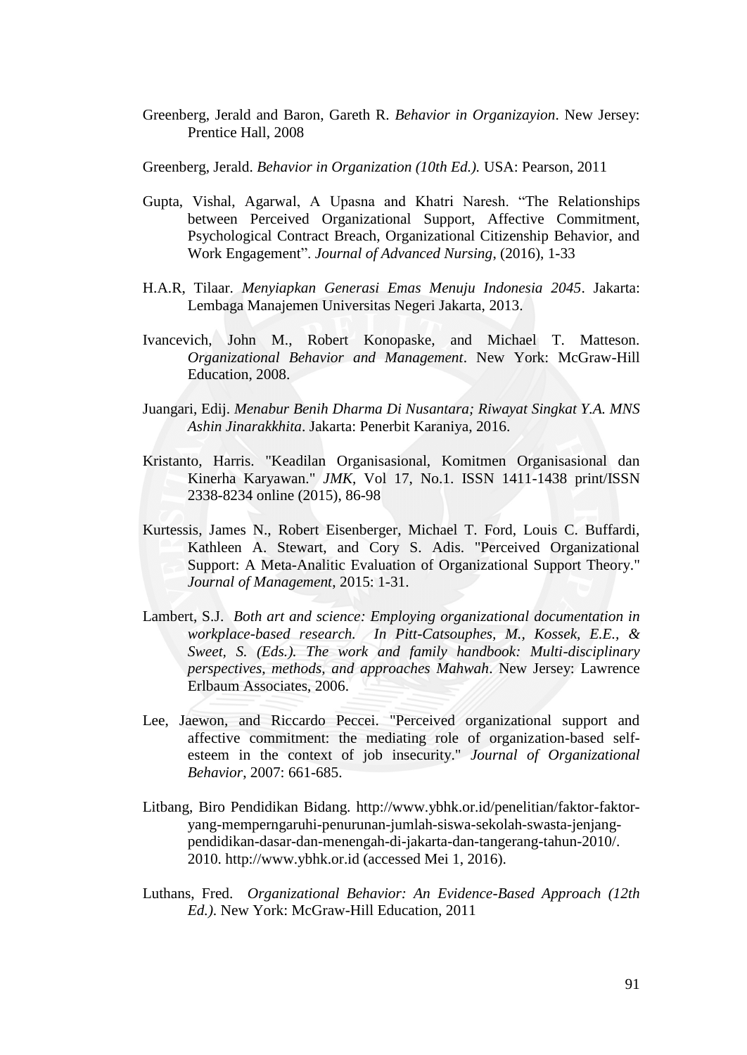Greenberg, Jerald and Baron, Gareth R. *Behavior in Organizayion*. New Jersey: Prentice Hall, 2008

Greenberg, Jerald. *Behavior in Organization (10th Ed.).* USA: Pearson, 2011

Gupta, Vishal, Agarwal, A Upasna and Khatri Naresh. "The Relationships between Perceived Organizational Support, Affective Commitment, Psychological Contract Breach, Organizational Citizenship Behavior, and Work Engagement". *Journal of Advanced Nursing*, (2016), 1-33

H.A.R, Tilaar. *Menyiapkan Generasi Emas Menuju Indonesia 2045*. Jakarta: Lembaga Manajemen Universitas Negeri Jakarta, 2013.

Ivancevich, John M., Robert Konopaske, and Michael T. Matteson. *Organizational Behavior and Management*. New York: McGraw-Hill Education, 2008.

Juangari, Edij. *Menabur Benih Dharma Di Nusantara; Riwayat Singkat Y.A. MNS Ashin Jinarakkhita*. Jakarta: Penerbit Karaniya, 2016.

Kristanto, Harris. "Keadilan Organisasional, Komitmen Organisasional dan Kinerha Karyawan." *JMK*, Vol 17, No.1. ISSN 1411-1438 print/ISSN 2338-8234 online (2015), 86-98

Kurtessis, James N., Robert Eisenberger, Michael T. Ford, Louis C. Buffardi, Kathleen A. Stewart, and Cory S. Adis. "Perceived Organizational Support: A Meta-Analitic Evaluation of Organizational Support Theory." *Journal of Management*, 2015: 1-31.

Lambert, S.J. *Both art and science: Employing organizational documentation in workplace-based research. In Pitt-Catsouphes, M., Kossek, E.E., & Sweet, S. (Eds.). The work and family handbook: Multi-disciplinary perspectives, methods, and approaches Mahwah*. New Jersey: Lawrence Erlbaum Associates, 2006.

Lee, Jaewon, and Riccardo Peccei. "Perceived organizational support and affective commitment: the mediating role of organization-based self-esteem in the context of job insecurity." *Journal of Organizational Behavior*, 2007: 661-685.

Litbang, Biro Pendidikan Bidang. http://www.ybhk.or.id/penelitian/faktor-faktor-yang-memperngaruhi-penurunan-jumlah-siswa-sekolah-swasta-jenjang-pendidikan-dasar-dan-menengah-di-jakarta-dan-tangerang-tahun-2010/. 2010. http://www.ybhk.or.id (accessed Mei 1, 2016).

Luthans, Fred. *Organizational Behavior: An Evidence-Based Approach (12th Ed.)*. New York: McGraw-Hill Education, 2011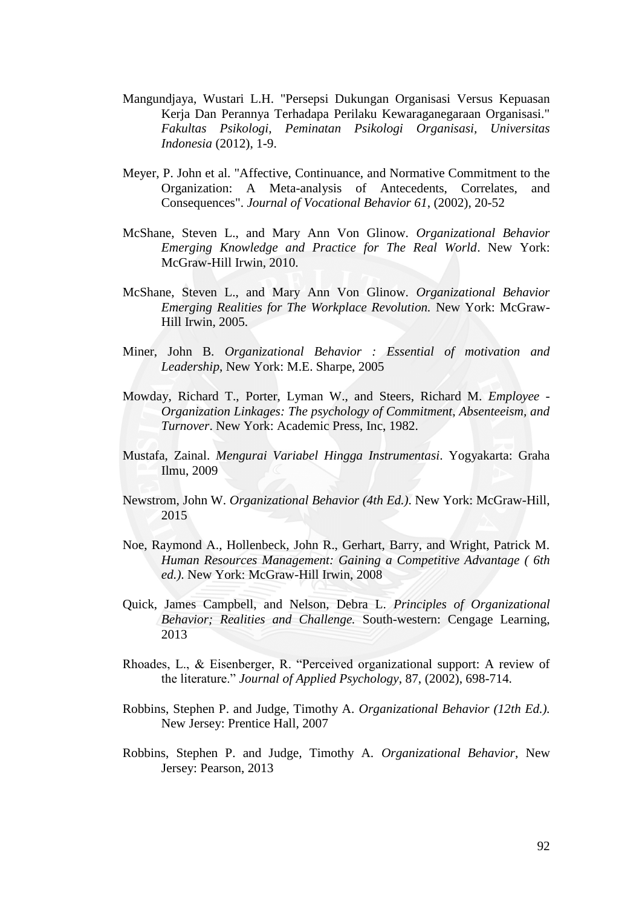Mangundjaya, Wustari L.H. "Persepsi Dukungan Organisasi Versus Kepuasan Kerja Dan Perannya Terhadapa Perilaku Kewaraganegaraan Organisasi." *Fakultas Psikologi, Peminatan Psikologi Organisasi, Universitas Indonesia* (2012), 1-9.

Meyer, P. John et al. "Affective, Continuance, and Normative Commitment to the Organization: A Meta-analysis of Antecedents, Correlates, and Consequences". *Journal of Vocational Behavior 61*, (2002), 20-52

McShane, Steven L., and Mary Ann Von Glinow. *Organizational Behavior Emerging Knowledge and Practice for The Real World*. New York: McGraw-Hill Irwin, 2010.

McShane, Steven L., and Mary Ann Von Glinow. *Organizational Behavior Emerging Realities for The Workplace Revolution.* New York: McGraw-Hill Irwin, 2005.

Miner, John B. *Organizational Behavior : Essential of motivation and Leadership*, New York: M.E. Sharpe, 2005

Mowday, Richard T., Porter, Lyman W., and Steers, Richard M. *Employee - Organization Linkages: The psychology of Commitment, Absenteeism, and Turnover*. New York: Academic Press, Inc, 1982.

Mustafa, Zainal. *Mengurai Variabel Hingga Instrumentasi*. Yogyakarta: Graha Ilmu, 2009

Newstrom, John W. *Organizational Behavior (4th Ed.)*. New York: McGraw-Hill, 2015

Noe, Raymond A., Hollenbeck, John R., Gerhart, Barry, and Wright, Patrick M. *Human Resources Management: Gaining a Competitive Advantage ( 6th ed.)*. New York: McGraw-Hill Irwin, 2008

Quick, James Campbell, and Nelson, Debra L. *Principles of Organizational Behavior; Realities and Challenge.* South-western: Cengage Learning, 2013

Rhoades, L., & Eisenberger, R. "Perceived organizational support: A review of the literature." *Journal of Applied Psychology*, 87, (2002), 698-714.

Robbins, Stephen P. and Judge, Timothy A. *Organizational Behavior (12th Ed.).* New Jersey: Prentice Hall, 2007

Robbins, Stephen P. and Judge, Timothy A. *Organizational Behavior*, New Jersey: Pearson, 2013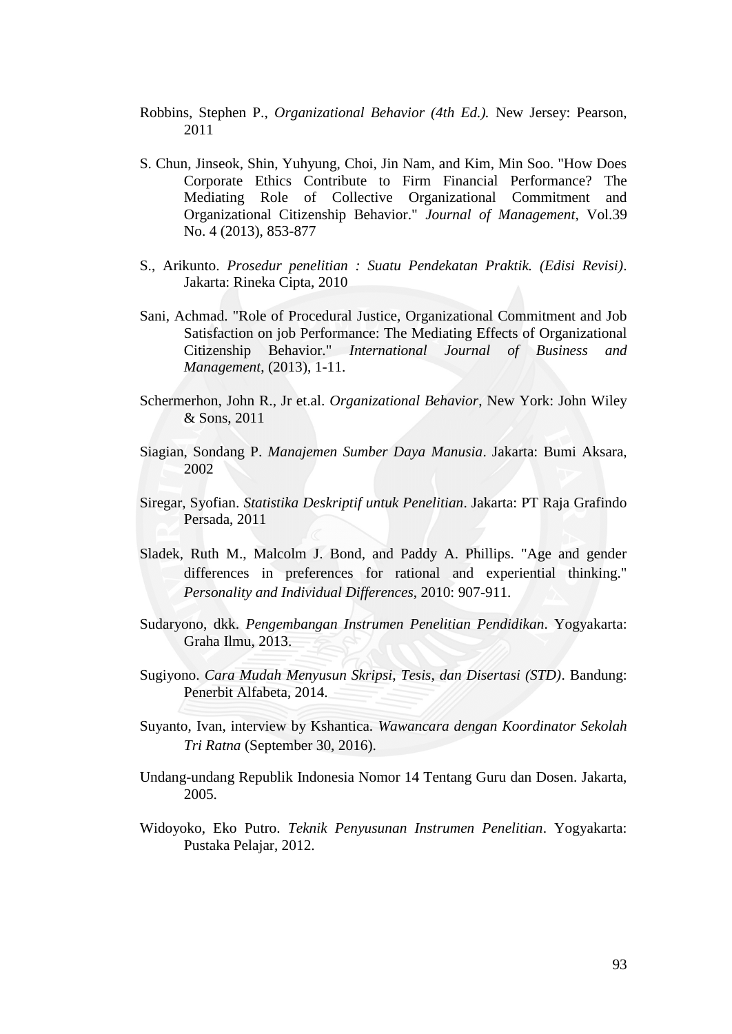Robbins, Stephen P., *Organizational Behavior (4th Ed.).* New Jersey: Pearson, 2011

S. Chun, Jinseok, Shin, Yuhyung, Choi, Jin Nam, and Kim, Min Soo. "How Does Corporate Ethics Contribute to Firm Financial Performance? The Mediating Role of Collective Organizational Commitment and Organizational Citizenship Behavior." *Journal of Management*, Vol.39 No. 4 (2013), 853-877

S., Arikunto. *Prosedur penelitian : Suatu Pendekatan Praktik. (Edisi Revisi)*. Jakarta: Rineka Cipta, 2010

Sani, Achmad. "Role of Procedural Justice, Organizational Commitment and Job Satisfaction on job Performance: The Mediating Effects of Organizational Citizenship Behavior." *International Journal of Business and Management*, (2013), 1-11.

Schermerhon, John R., Jr et.al. *Organizational Behavior*, New York: John Wiley & Sons, 2011

Siagian, Sondang P. *Manajemen Sumber Daya Manusia*. Jakarta: Bumi Aksara, 2002

Siregar, Syofian. *Statistika Deskriptif untuk Penelitian*. Jakarta: PT Raja Grafindo Persada, 2011

Sladek, Ruth M., Malcolm J. Bond, and Paddy A. Phillips. "Age and gender differences in preferences for rational and experiential thinking." *Personality and Individual Differences*, 2010: 907-911.

Sudaryono, dkk. *Pengembangan Instrumen Penelitian Pendidikan*. Yogyakarta: Graha Ilmu, 2013.

Sugiyono. *Cara Mudah Menyusun Skripsi, Tesis, dan Disertasi (STD)*. Bandung: Penerbit Alfabeta, 2014.

Suyanto, Ivan, interview by Kshantica. *Wawancara dengan Koordinator Sekolah Tri Ratna* (September 30, 2016).

Undang-undang Republik Indonesia Nomor 14 Tentang Guru dan Dosen. Jakarta, 2005.

Widoyoko, Eko Putro. *Teknik Penyusunan Instrumen Penelitian*. Yogyakarta: Pustaka Pelajar, 2012.